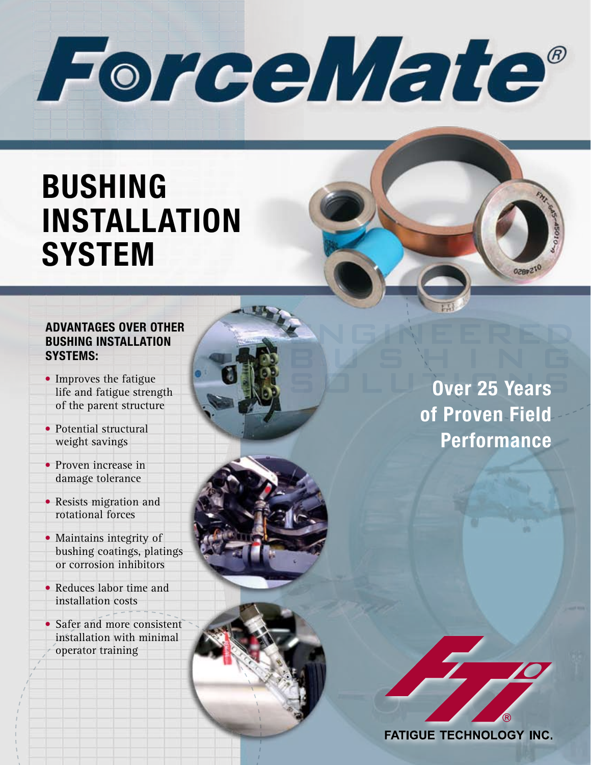# ForceMate®

## BUSHING INSTALLATION SYSTEM

### ADVANTAGES OVER OTHER BUSHING INSTALLATION SYSTEMS:

- Improves the fatigue life and fatigue strength of the parent structure
- Potential structural weight savings
- Proven increase in damage tolerance
- Resists migration and rotational forces
- Maintains integrity of bushing coatings, platings or corrosion inhibitors
- Reduces labor time and installation costs
- Safer and more consistent installation with minimal operator training

ENGINEERED BUSHING SOLUTIONS

**Over 25 Years of Proven Field Performance**

FATIGUE TECHNOLOGY INC.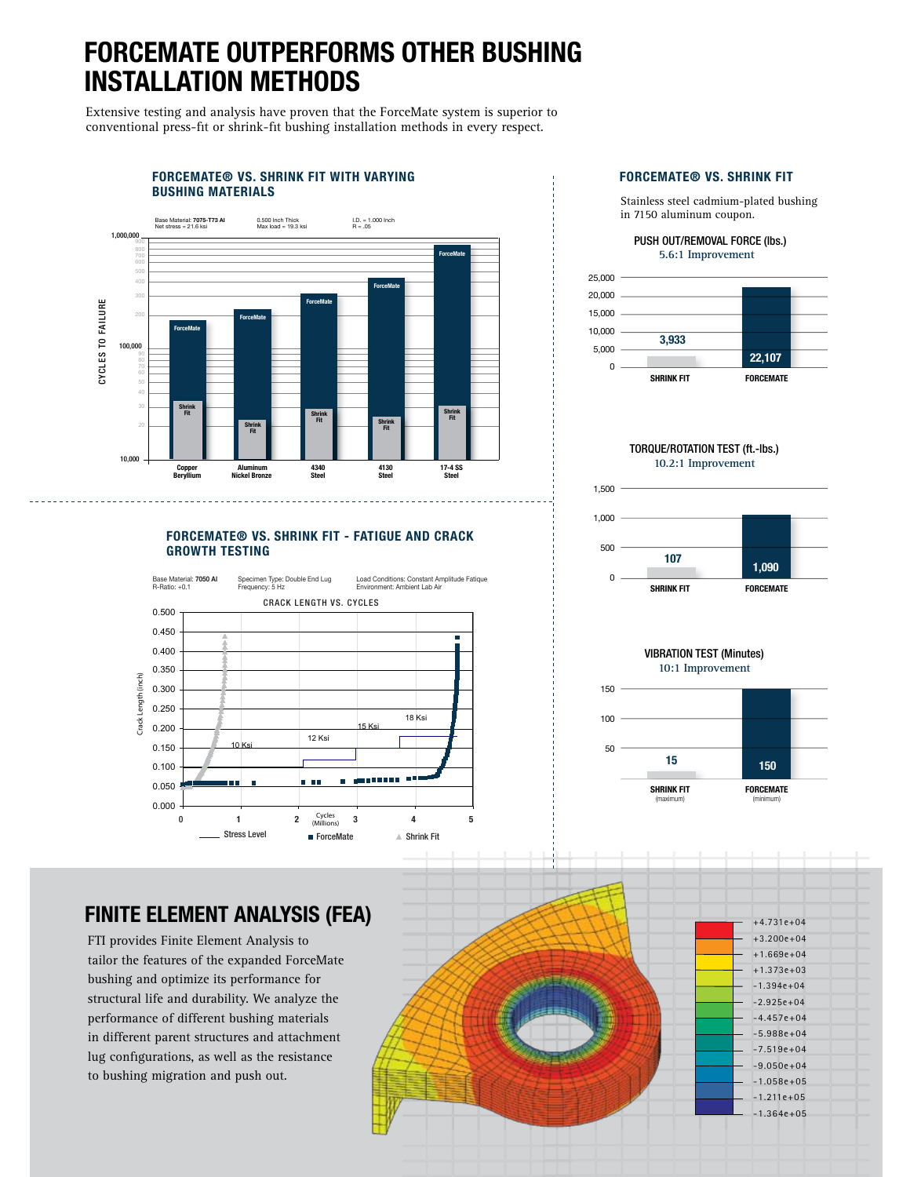# FORCEMATE OUTPERFORMS OTHER BUSHING INSTALLATION METHODS

Extensive testing and analysis have proven that the ForceMate system is superior to conventional press-fit or shrink-fit bushing installation methods in every respect.

### FORCEMATE® VS. SHRINK FIT WITH VARYING BUSHING MATERIALS

Base Material: **7075-T73 Al**
Net stress = 21.6 ksi

0.500 Inch Thick
Max load = 19.3 ksi

I.D. = 1.000 Inch
R = .05

CYCLES TO FAILURE

Copper Beryllium | Aluminum Nickel Bronze | 4340 Steel | 4130 Steel | 17-4 SS Steel

### FORCEMATE® VS. SHRINK FIT - FATIGUE AND CRACK GROWTH TESTING

Base Material: **7050 Al**
R-Ratio: +0.1

Specimen Type: Double End Lug
Frequency: 5 Hz

Load Conditions: Constant Amplitude Fatique
Environment: Ambient Lab Air

CRACK LENGTH VS. CYCLES

Stress Level: 10 Ksi, 12 Ksi, 15 Ksi, 18 Ksi

Legend: Stress Level | ForceMate | Shrink Fit

### FORCEMATE® VS. SHRINK FIT

Stainless steel cadmium-plated bushing in 7150 aluminum coupon.

**PUSH OUT/REMOVAL FORCE (lbs.)**
5.6:1 Improvement

| SHRINK FIT | FORCEMATE |
|---|---|
| 3,933 | 22,107 |

**TORQUE/ROTATION TEST (ft.-lbs.)**
10.2:1 Improvement

| SHRINK FIT | FORCEMATE |
|---|---|
| 107 | 1,090 |

**VIBRATION TEST (Minutes)**
10:1 Improvement

| SHRINK FIT (maximum) | FORCEMATE (minimum) |
|---|---|
| 15 | 150 |

## FINITE ELEMENT ANALYSIS (FEA)

FTI provides Finite Element Analysis to tailor the features of the expanded ForceMate bushing and optimize its performance for structural life and durability. We analyze the performance of different bushing materials in different parent structures and attachment lug configurations, as well as the resistance to bushing migration and push out.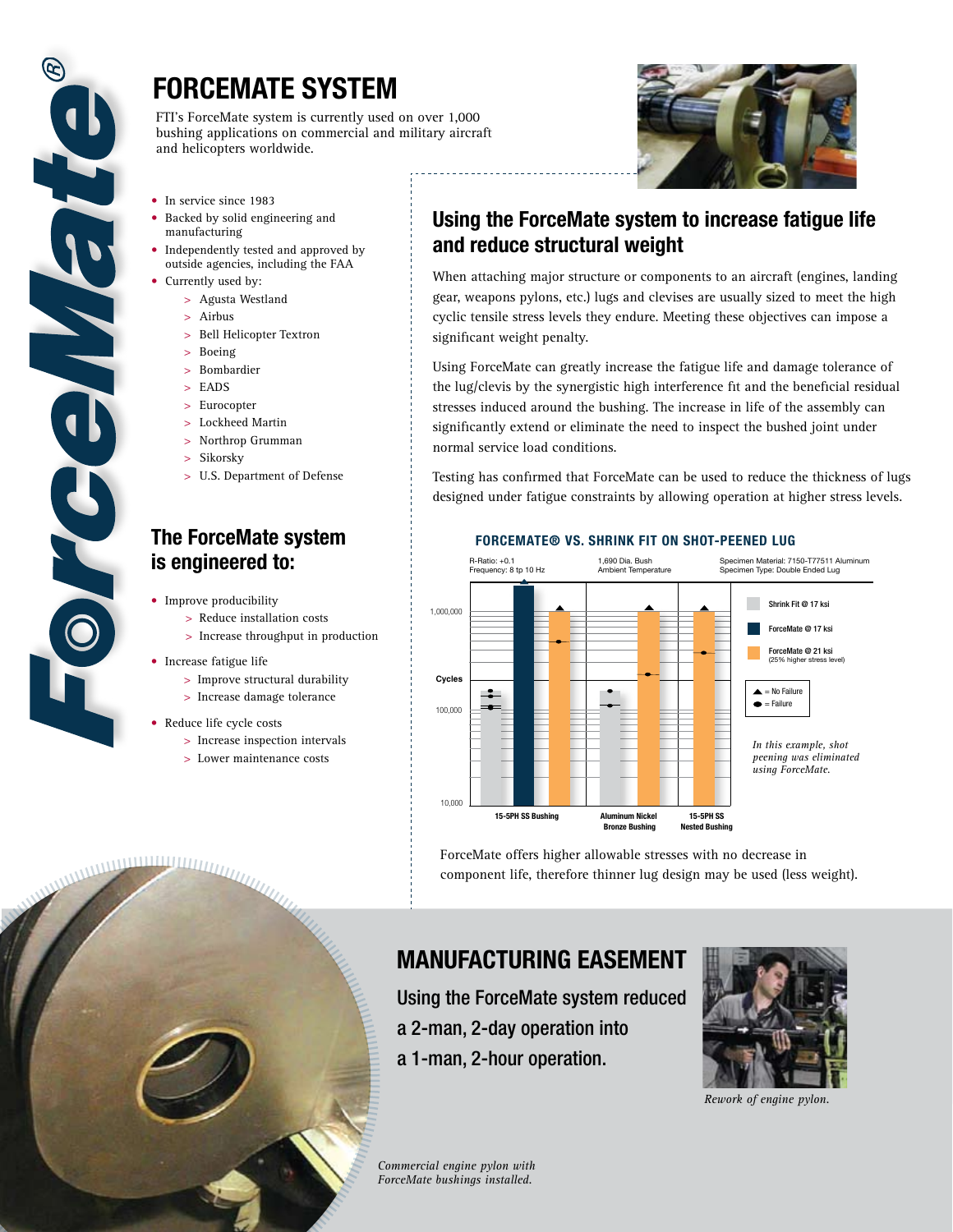# FORCEMATE SYSTEM

FTI's ForceMate system is currently used on over 1,000 bushing applications on commercial and military aircraft and helicopters worldwide.

- In service since 1983
- Backed by solid engineering and manufacturing
- Independently tested and approved by outside agencies, including the FAA
- Currently used by:
  - Agusta Westland
  - Airbus
  - Bell Helicopter Textron
  - Boeing
  - Bombardier
  - EADS
  - Eurocopter
  - Lockheed Martin
  - Northrop Grumman
  - Sikorsky
  - U.S. Department of Defense

## The ForceMate system is engineered to:

- Improve producibility
  - Reduce installation costs
  - Increase throughput in production
- Increase fatigue life
  - Improve structural durability
  - Increase damage tolerance
- Reduce life cycle costs
  - Increase inspection intervals
  - Lower maintenance costs

## Using the ForceMate system to increase fatigue life and reduce structural weight

When attaching major structure or components to an aircraft (engines, landing gear, weapons pylons, etc.) lugs and clevises are usually sized to meet the high cyclic tensile stress levels they endure. Meeting these objectives can impose a significant weight penalty.

Using ForceMate can greatly increase the fatigue life and damage tolerance of the lug/clevis by the synergistic high interference fit and the beneficial residual stresses induced around the bushing. The increase in life of the assembly can significantly extend or eliminate the need to inspect the bushed joint under normal service load conditions.

Testing has confirmed that ForceMate can be used to reduce the thickness of lugs designed under fatigue constraints by allowing operation at higher stress levels.

### FORCEMATE® VS. SHRINK FIT ON SHOT-PEENED LUG

R-Ratio: +0.1
Frequency: 8 tp 10 Hz
1,690 Dia. Bush
Ambient Temperature
Specimen Material: 7150-T77511 Aluminum
Specimen Type: Double Ended Lug

Cycles: 10,000 / 100,000 / 1,000,000

15-5PH SS Bushing | Aluminum Nickel Bronze Bushing | 15-5PH SS Nested Bushing

- Shrink Fit @ 17 ksi
- ForceMate @ 17 ksi
- ForceMate @ 21 ksi (25% higher stress level)

▲ = No Failure
● = Failure

*In this example, shot peening was eliminated using ForceMate.*

ForceMate offers higher allowable stresses with no decrease in component life, therefore thinner lug design may be used (less weight).

# MANUFACTURING EASEMENT

Using the ForceMate system reduced a 2-man, 2-day operation into a 1-man, 2-hour operation.

*Rework of engine pylon.*

*Commercial engine pylon with ForceMate bushings installed.*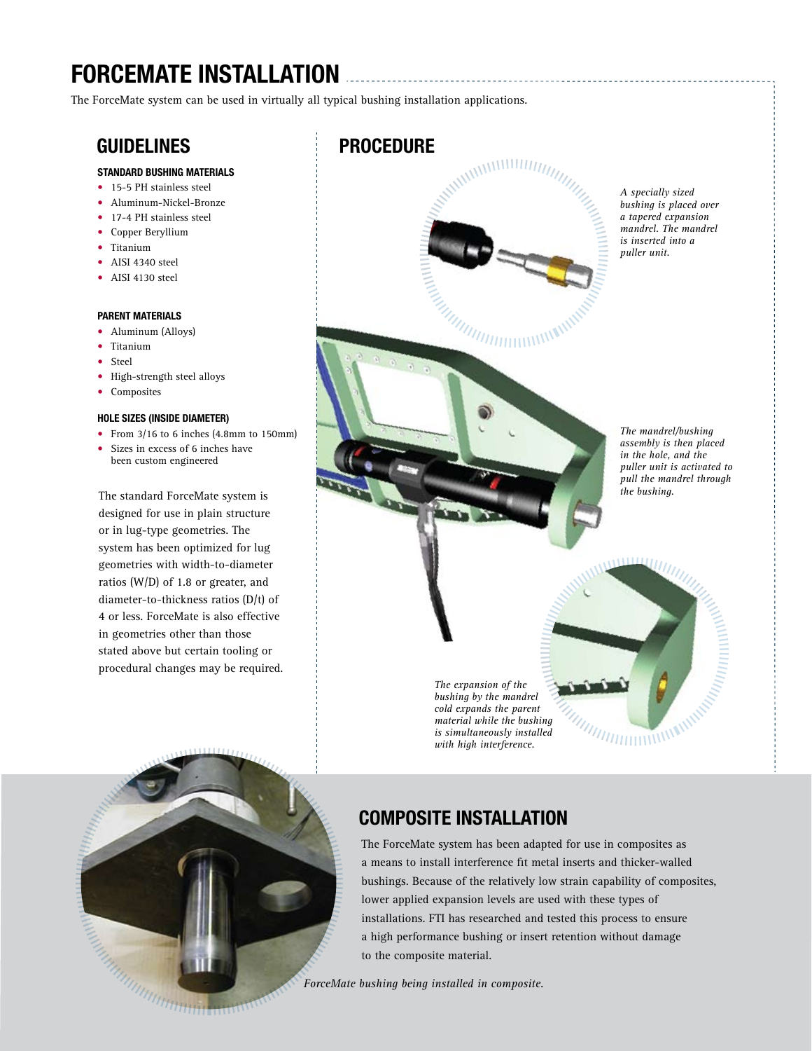# FORCEMATE INSTALLATION

The ForceMate system can be used in virtually all typical bushing installation applications.

## GUIDELINES

### STANDARD BUSHING MATERIALS

- 15-5 PH stainless steel
- Aluminum-Nickel-Bronze
- 17-4 PH stainless steel
- Copper Beryllium
- Titanium
- AISI 4340 steel
- AISI 4130 steel

### PARENT MATERIALS

- Aluminum (Alloys)
- Titanium
- Steel
- High-strength steel alloys
- Composites

### HOLE SIZES (INSIDE DIAMETER)

- From 3/16 to 6 inches (4.8mm to 150mm)
- Sizes in excess of 6 inches have been custom engineered

The standard ForceMate system is designed for use in plain structure or in lug-type geometries. The system has been optimized for lug geometries with width-to-diameter ratios (W/D) of 1.8 or greater, and diameter-to-thickness ratios (D/t) of 4 or less. ForceMate is also effective in geometries other than those stated above but certain tooling or procedural changes may be required.

## PROCEDURE

*A specially sized bushing is placed over a tapered expansion mandrel. The mandrel is inserted into a puller unit.*

*The mandrel/bushing assembly is then placed in the hole, and the puller unit is activated to pull the mandrel through the bushing.*

*The expansion of the bushing by the mandrel cold expands the parent material while the bushing is simultaneously installed with high interference.*

## COMPOSITE INSTALLATION

The ForceMate system has been adapted for use in composites as a means to install interference fit metal inserts and thicker-walled bushings. Because of the relatively low strain capability of composites, lower applied expansion levels are used with these types of installations. FTI has researched and tested this process to ensure a high performance bushing or insert retention without damage to the composite material.

*ForceMate bushing being installed in composite.*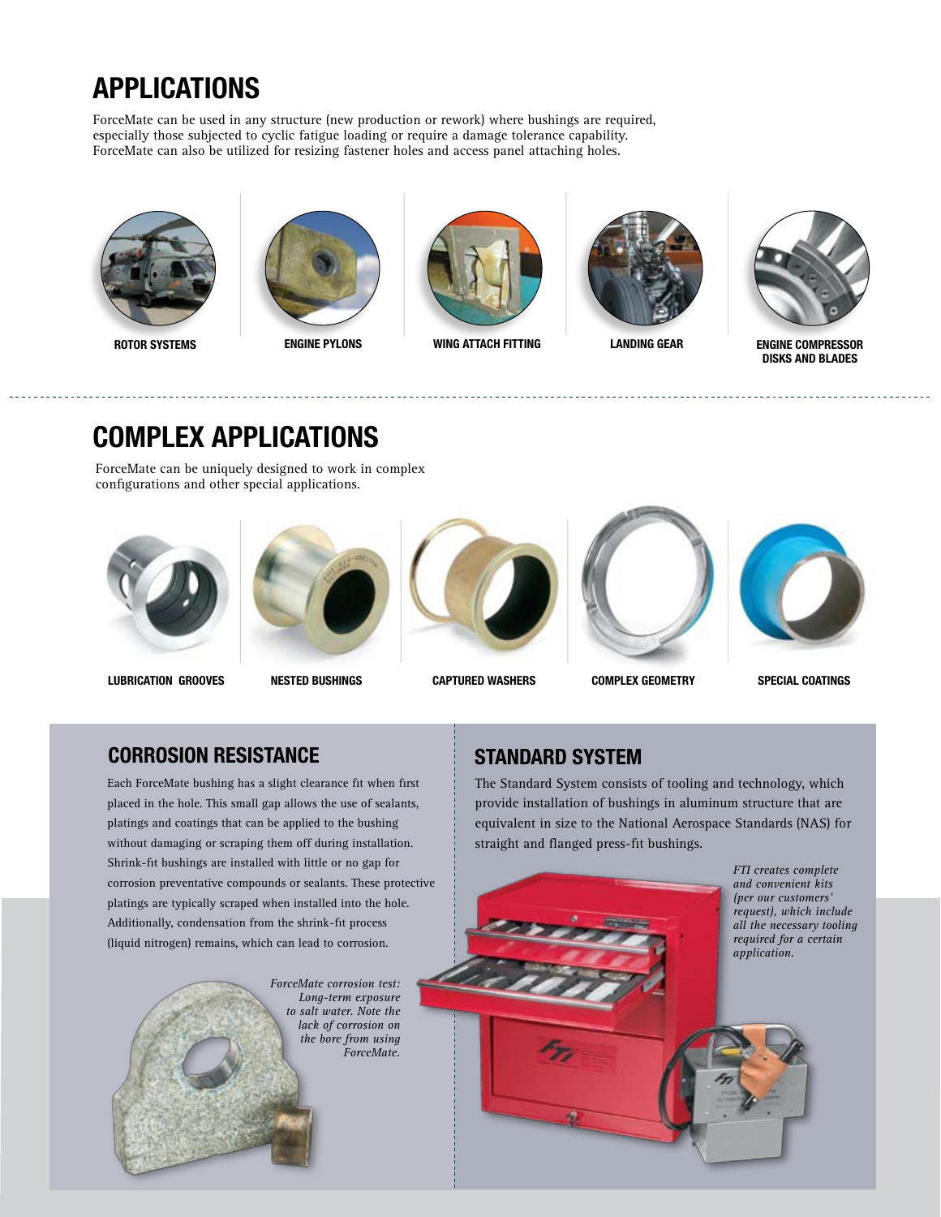# APPLICATIONS

ForceMate can be used in any structure (new production or rework) where bushings are required, especially those subjected to cyclic fatigue loading or require a damage tolerance capability. ForceMate can also be utilized for resizing fastener holes and access panel attaching holes.

ROTOR SYSTEMS

ENGINE PYLONS

WING ATTACH FITTING

LANDING GEAR

ENGINE COMPRESSOR DISKS AND BLADES

# COMPLEX APPLICATIONS

ForceMate can be uniquely designed to work in complex configurations and other special applications.

LUBRICATION GROOVES

NESTED BUSHINGS

CAPTURED WASHERS

COMPLEX GEOMETRY

SPECIAL COATINGS

## CORROSION RESISTANCE

Each ForceMate bushing has a slight clearance fit when first placed in the hole. This small gap allows the use of sealants, platings and coatings that can be applied to the bushing without damaging or scraping them off during installation. Shrink-fit bushings are installed with little or no gap for corrosion preventative compounds or sealants. These protective platings are typically scraped when installed into the hole. Additionally, condensation from the shrink-fit process (liquid nitrogen) remains, which can lead to corrosion.

*ForceMate corrosion test: Long-term exposure to salt water. Note the lack of corrosion on the bore from using ForceMate.*

## STANDARD SYSTEM

The Standard System consists of tooling and technology, which provide installation of bushings in aluminum structure that are equivalent in size to the National Aerospace Standards (NAS) for straight and flanged press-fit bushings.

*FTI creates complete and convenient kits (per our customers' request), which include all the necessary tooling required for a certain application.*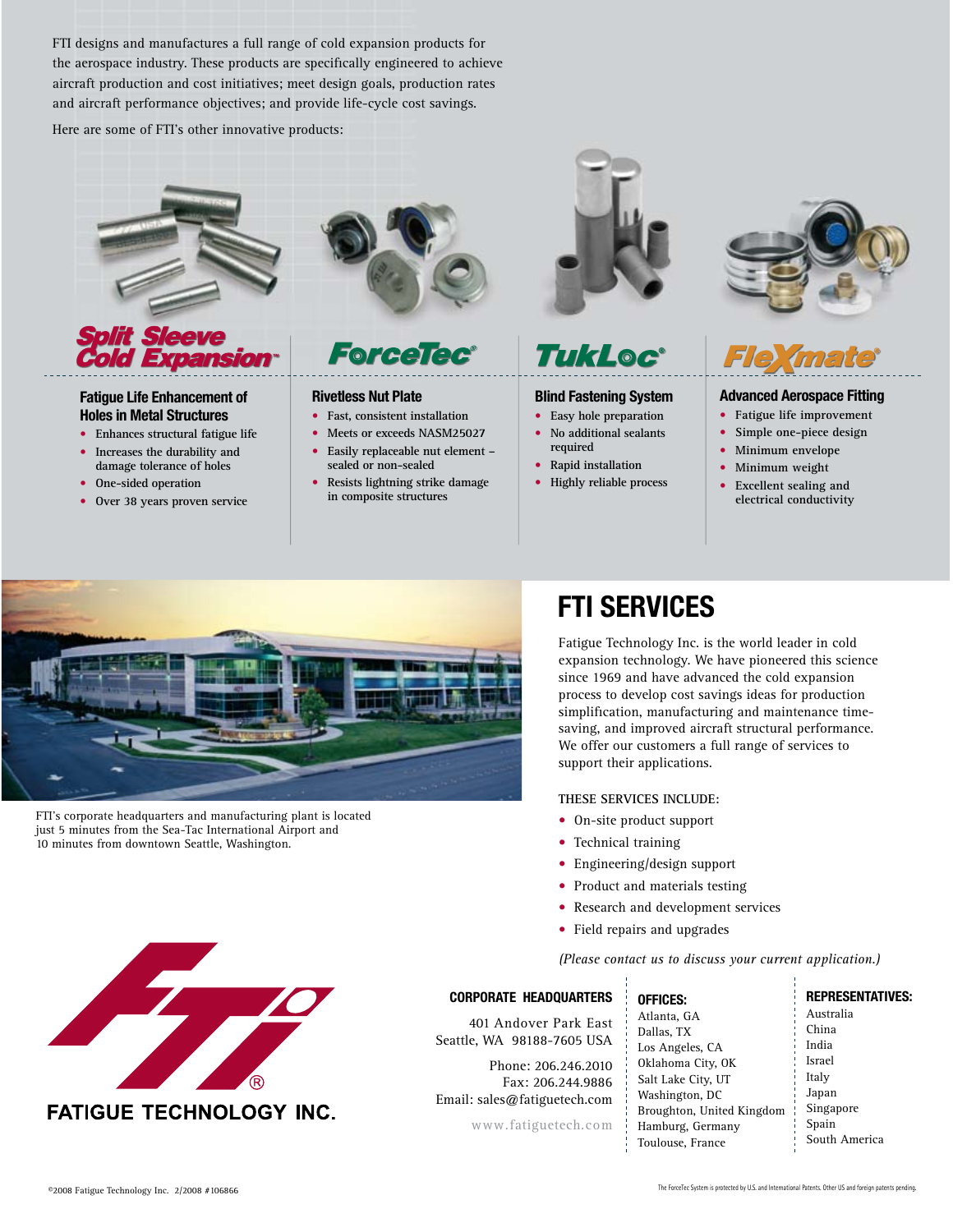FTI designs and manufactures a full range of cold expansion products for the aerospace industry. These products are specifically engineered to achieve aircraft production and cost initiatives; meet design goals, production rates and aircraft performance objectives; and provide life-cycle cost savings.

Here are some of FTI's other innovative products:

## Split Sleeve Cold Expansion™

### Fatigue Life Enhancement of Holes in Metal Structures

- Enhances structural fatigue life
- Increases the durability and damage tolerance of holes
- One-sided operation
- Over 38 years proven service

## ForceTec®

### Rivetless Nut Plate

- Fast, consistent installation
- Meets or exceeds NASM25027
- Easily replaceable nut element – sealed or non-sealed
- Resists lightning strike damage in composite structures

## TukLoc®

### Blind Fastening System

- Easy hole preparation
- No additional sealants required
- Rapid installation
- Highly reliable process

## FleXmate®

### Advanced Aerospace Fitting

- Fatigue life improvement
- Simple one-piece design
- Minimum envelope
- Minimum weight
- Excellent sealing and electrical conductivity

FTI's corporate headquarters and manufacturing plant is located just 5 minutes from the Sea-Tac International Airport and 10 minutes from downtown Seattle, Washington.

# FTI SERVICES

Fatigue Technology Inc. is the world leader in cold expansion technology. We have pioneered this science since 1969 and have advanced the cold expansion process to develop cost savings ideas for production simplification, manufacturing and maintenance time-saving, and improved aircraft structural performance. We offer our customers a full range of services to support their applications.

THESE SERVICES INCLUDE:

- On-site product support
- Technical training
- Engineering/design support
- Product and materials testing
- Research and development services
- Field repairs and upgrades

*(Please contact us to discuss your current application.)*

FATIGUE TECHNOLOGY INC.

**CORPORATE HEADQUARTERS**

401 Andover Park East
Seattle, WA 98188-7605 USA

Phone: 206.246.2010
Fax: 206.244.9886
Email: sales@fatiguetech.com

www.fatiguetech.com

**OFFICES:**

Atlanta, GA
Dallas, TX
Los Angeles, CA
Oklahoma City, OK
Salt Lake City, UT
Washington, DC
Broughton, United Kingdom
Hamburg, Germany
Toulouse, France

**REPRESENTATIVES:**

Australia
China
India
Israel
Italy
Japan
Singapore
Spain
South America

©2008 Fatigue Technology Inc. 2/2008 #106866

The ForceTec System is protected by U.S. and International Patents. Other US and foreign patents pending.